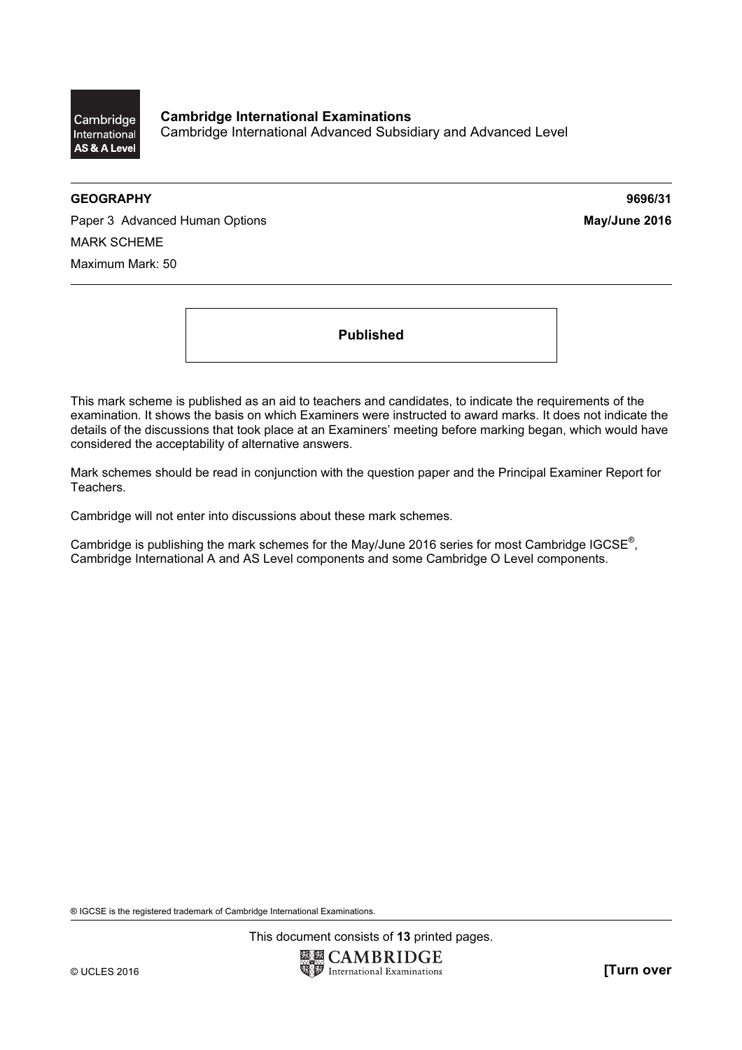Cambridge International AS & A Level

**Cambridge International Examinations**
Cambridge International Advanced Subsidiary and Advanced Level

**GEOGRAPHY** **9696/31**

Paper 3 Advanced Human Options **May/June 2016**

MARK SCHEME

Maximum Mark: 50

**Published**

This mark scheme is published as an aid to teachers and candidates, to indicate the requirements of the examination. It shows the basis on which Examiners were instructed to award marks. It does not indicate the details of the discussions that took place at an Examiners' meeting before marking began, which would have considered the acceptability of alternative answers.

Mark schemes should be read in conjunction with the question paper and the Principal Examiner Report for Teachers.

Cambridge will not enter into discussions about these mark schemes.

Cambridge is publishing the mark schemes for the May/June 2016 series for most Cambridge IGCSE®, Cambridge International A and AS Level components and some Cambridge O Level components.

® IGCSE is the registered trademark of Cambridge International Examinations.

This document consists of **13** printed pages.

© UCLES 2016

CAMBRIDGE International Examinations

**[Turn over**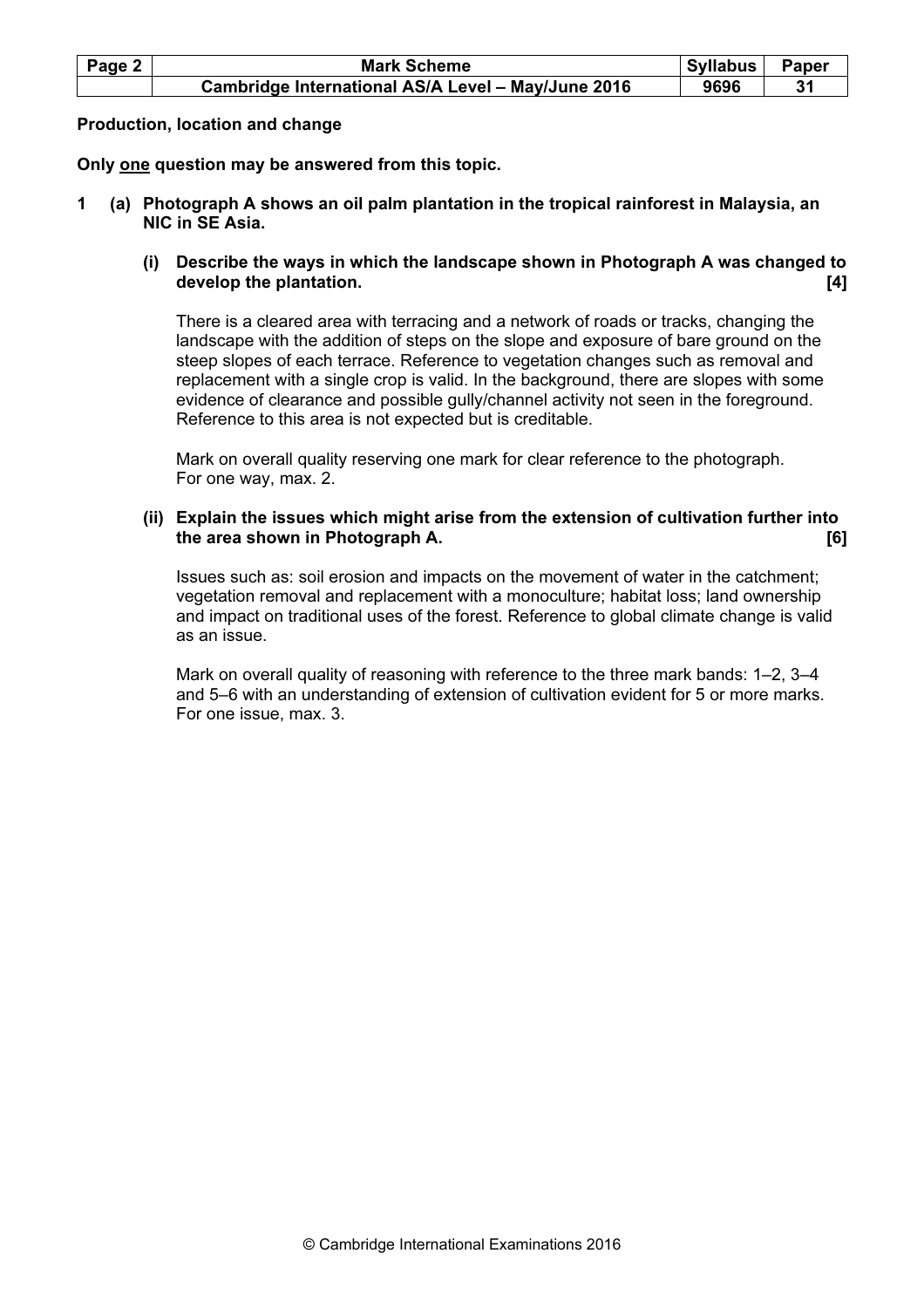**Production, location and change**

**Only one question may be answered from this topic.**

**1 (a) Photograph A shows an oil palm plantation in the tropical rainforest in Malaysia, an NIC in SE Asia.**

**(i) Describe the ways in which the landscape shown in Photograph A was changed to develop the plantation. [4]**

There is a cleared area with terracing and a network of roads or tracks, changing the landscape with the addition of steps on the slope and exposure of bare ground on the steep slopes of each terrace. Reference to vegetation changes such as removal and replacement with a single crop is valid. In the background, there are slopes with some evidence of clearance and possible gully/channel activity not seen in the foreground. Reference to this area is not expected but is creditable.

Mark on overall quality reserving one mark for clear reference to the photograph. For one way, max. 2.

**(ii) Explain the issues which might arise from the extension of cultivation further into the area shown in Photograph A. [6]**

Issues such as: soil erosion and impacts on the movement of water in the catchment; vegetation removal and replacement with a monoculture; habitat loss; land ownership and impact on traditional uses of the forest. Reference to global climate change is valid as an issue.

Mark on overall quality of reasoning with reference to the three mark bands: 1–2, 3–4 and 5–6 with an understanding of extension of cultivation evident for 5 or more marks. For one issue, max. 3.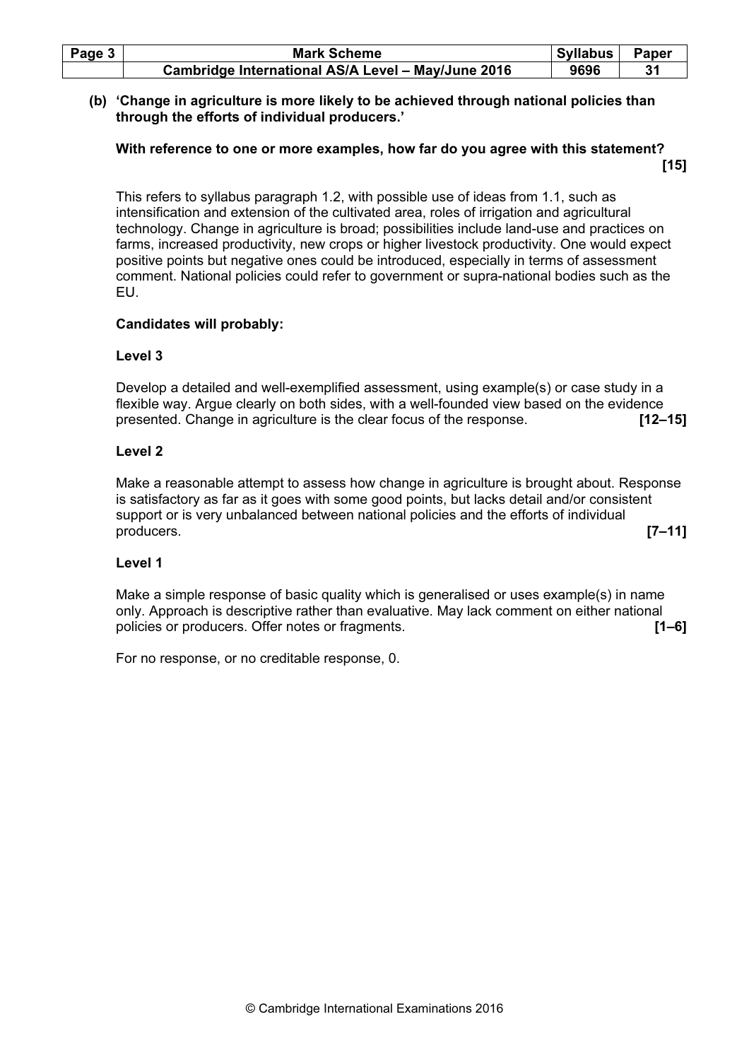**(b) 'Change in agriculture is more likely to be achieved through national policies than through the efforts of individual producers.'**

**With reference to one or more examples, how far do you agree with this statement?** **[15]**

This refers to syllabus paragraph 1.2, with possible use of ideas from 1.1, such as intensification and extension of the cultivated area, roles of irrigation and agricultural technology. Change in agriculture is broad; possibilities include land-use and practices on farms, increased productivity, new crops or higher livestock productivity. One would expect positive points but negative ones could be introduced, especially in terms of assessment comment. National policies could refer to government or supra-national bodies such as the EU.

**Candidates will probably:**

**Level 3**

Develop a detailed and well-exemplified assessment, using example(s) or case study in a flexible way. Argue clearly on both sides, with a well-founded view based on the evidence presented. Change in agriculture is the clear focus of the response. **[12–15]**

**Level 2**

Make a reasonable attempt to assess how change in agriculture is brought about. Response is satisfactory as far as it goes with some good points, but lacks detail and/or consistent support or is very unbalanced between national policies and the efforts of individual producers. **[7–11]**

**Level 1**

Make a simple response of basic quality which is generalised or uses example(s) in name only. Approach is descriptive rather than evaluative. May lack comment on either national policies or producers. Offer notes or fragments. **[1–6]**

For no response, or no creditable response, 0.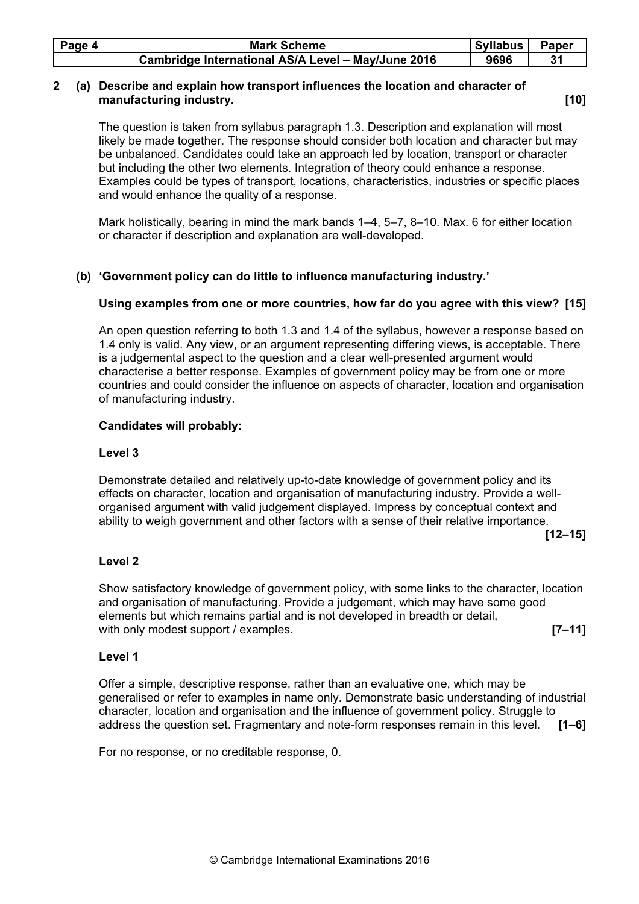**2 (a) Describe and explain how transport influences the location and character of manufacturing industry. [10]**

The question is taken from syllabus paragraph 1.3. Description and explanation will most likely be made together. The response should consider both location and character but may be unbalanced. Candidates could take an approach led by location, transport or character but including the other two elements. Integration of theory could enhance a response. Examples could be types of transport, locations, characteristics, industries or specific places and would enhance the quality of a response.

Mark holistically, bearing in mind the mark bands 1–4, 5–7, 8–10. Max. 6 for either location or character if description and explanation are well-developed.

**(b) 'Government policy can do little to influence manufacturing industry.'**

**Using examples from one or more countries, how far do you agree with this view? [15]**

An open question referring to both 1.3 and 1.4 of the syllabus, however a response based on 1.4 only is valid. Any view, or an argument representing differing views, is acceptable. There is a judgemental aspect to the question and a clear well-presented argument would characterise a better response. Examples of government policy may be from one or more countries and could consider the influence on aspects of character, location and organisation of manufacturing industry.

**Candidates will probably:**

**Level 3**

Demonstrate detailed and relatively up-to-date knowledge of government policy and its effects on character, location and organisation of manufacturing industry. Provide a well-organised argument with valid judgement displayed. Impress by conceptual context and ability to weigh government and other factors with a sense of their relative importance. **[12–15]**

**Level 2**

Show satisfactory knowledge of government policy, with some links to the character, location and organisation of manufacturing. Provide a judgement, which may have some good elements but which remains partial and is not developed in breadth or detail, with only modest support / examples. **[7–11]**

**Level 1**

Offer a simple, descriptive response, rather than an evaluative one, which may be generalised or refer to examples in name only. Demonstrate basic understanding of industrial character, location and organisation and the influence of government policy. Struggle to address the question set. Fragmentary and note-form responses remain in this level. **[1–6]**

For no response, or no creditable response, 0.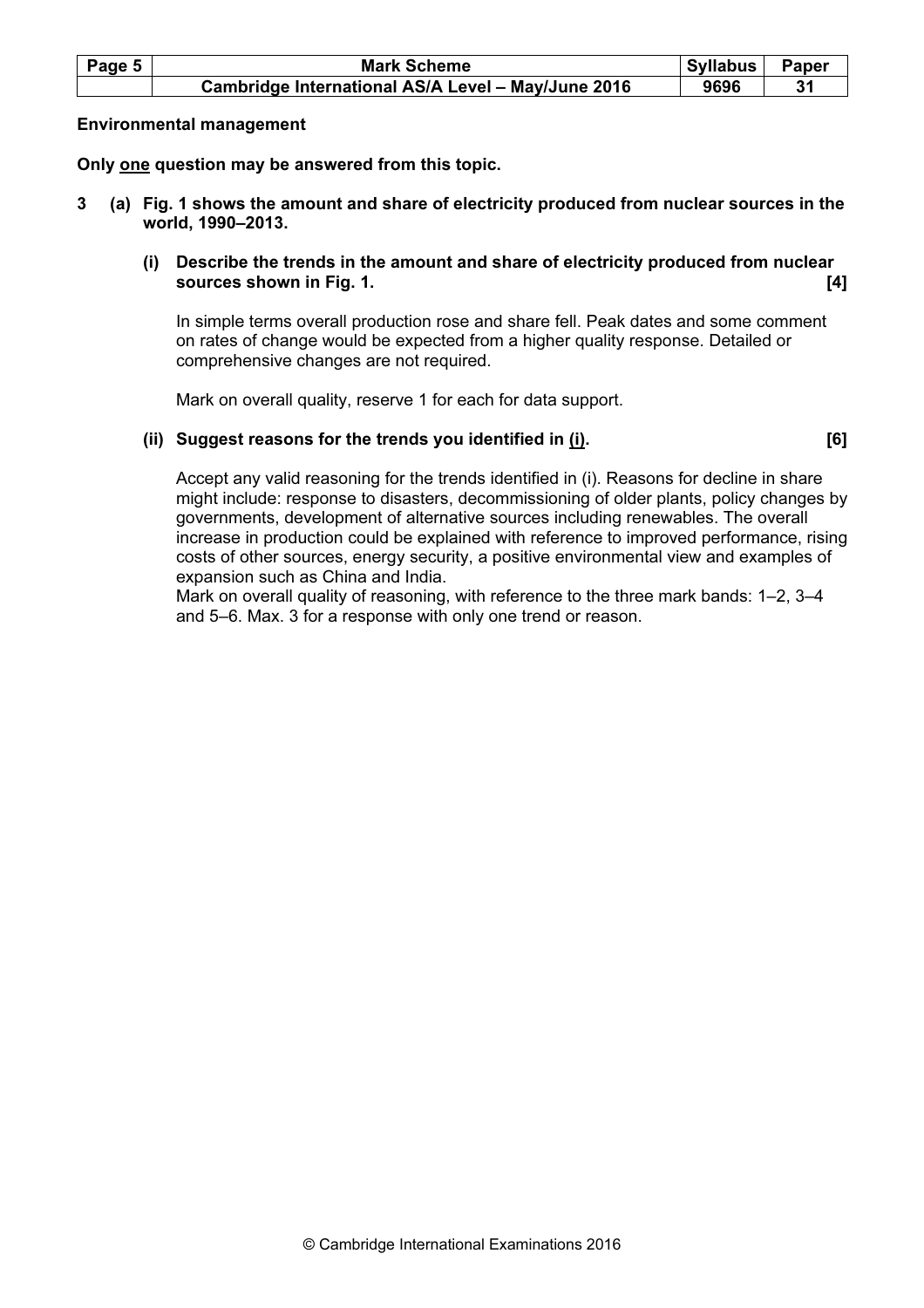**Environmental management**

**Only one question may be answered from this topic.**

**3 (a) Fig. 1 shows the amount and share of electricity produced from nuclear sources in the world, 1990–2013.**

**(i) Describe the trends in the amount and share of electricity produced from nuclear sources shown in Fig. 1. [4]**

In simple terms overall production rose and share fell. Peak dates and some comment on rates of change would be expected from a higher quality response. Detailed or comprehensive changes are not required.

Mark on overall quality, reserve 1 for each for data support.

**(ii) Suggest reasons for the trends you identified in (i). [6]**

Accept any valid reasoning for the trends identified in (i). Reasons for decline in share might include: response to disasters, decommissioning of older plants, policy changes by governments, development of alternative sources including renewables. The overall increase in production could be explained with reference to improved performance, rising costs of other sources, energy security, a positive environmental view and examples of expansion such as China and India.

Mark on overall quality of reasoning, with reference to the three mark bands: 1–2, 3–4 and 5–6. Max. 3 for a response with only one trend or reason.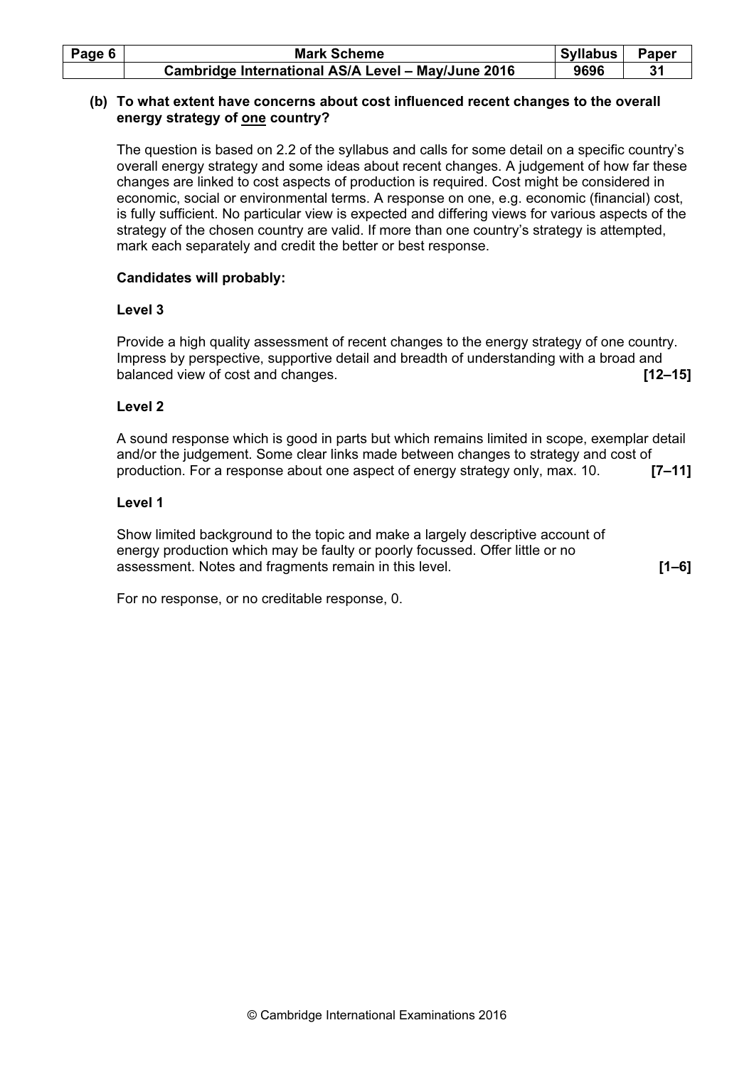**(b) To what extent have concerns about cost influenced recent changes to the overall energy strategy of one country?**

The question is based on 2.2 of the syllabus and calls for some detail on a specific country's overall energy strategy and some ideas about recent changes. A judgement of how far these changes are linked to cost aspects of production is required. Cost might be considered in economic, social or environmental terms. A response on one, e.g. economic (financial) cost, is fully sufficient. No particular view is expected and differing views for various aspects of the strategy of the chosen country are valid. If more than one country's strategy is attempted, mark each separately and credit the better or best response.

**Candidates will probably:**

**Level 3**

Provide a high quality assessment of recent changes to the energy strategy of one country. Impress by perspective, supportive detail and breadth of understanding with a broad and balanced view of cost and changes. **[12–15]**

**Level 2**

A sound response which is good in parts but which remains limited in scope, exemplar detail and/or the judgement. Some clear links made between changes to strategy and cost of production. For a response about one aspect of energy strategy only, max. 10. **[7–11]**

**Level 1**

Show limited background to the topic and make a largely descriptive account of energy production which may be faulty or poorly focussed. Offer little or no assessment. Notes and fragments remain in this level. **[1–6]**

For no response, or no creditable response, 0.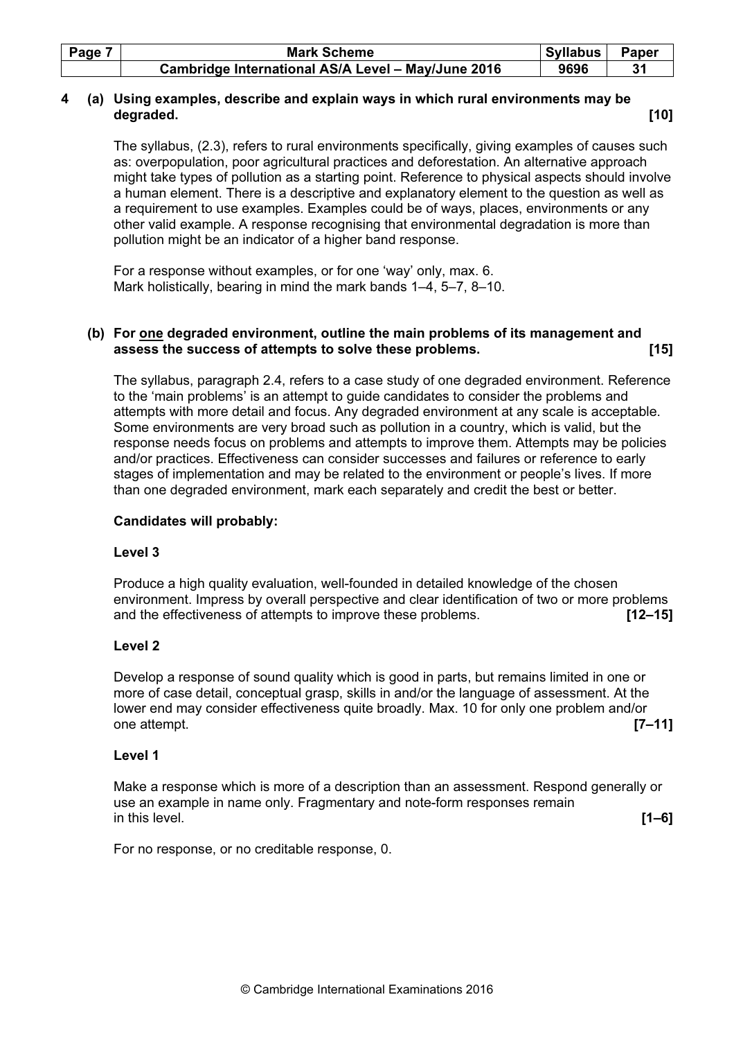**4 (a) Using examples, describe and explain ways in which rural environments may be degraded. [10]**

The syllabus, (2.3), refers to rural environments specifically, giving examples of causes such as: overpopulation, poor agricultural practices and deforestation. An alternative approach might take types of pollution as a starting point. Reference to physical aspects should involve a human element. There is a descriptive and explanatory element to the question as well as a requirement to use examples. Examples could be of ways, places, environments or any other valid example. A response recognising that environmental degradation is more than pollution might be an indicator of a higher band response.

For a response without examples, or for one 'way' only, max. 6.
Mark holistically, bearing in mind the mark bands 1–4, 5–7, 8–10.

**(b) For one degraded environment, outline the main problems of its management and assess the success of attempts to solve these problems. [15]**

The syllabus, paragraph 2.4, refers to a case study of one degraded environment. Reference to the 'main problems' is an attempt to guide candidates to consider the problems and attempts with more detail and focus. Any degraded environment at any scale is acceptable. Some environments are very broad such as pollution in a country, which is valid, but the response needs focus on problems and attempts to improve them. Attempts may be policies and/or practices. Effectiveness can consider successes and failures or reference to early stages of implementation and may be related to the environment or people's lives. If more than one degraded environment, mark each separately and credit the best or better.

**Candidates will probably:**

**Level 3**

Produce a high quality evaluation, well-founded in detailed knowledge of the chosen environment. Impress by overall perspective and clear identification of two or more problems and the effectiveness of attempts to improve these problems. **[12–15]**

**Level 2**

Develop a response of sound quality which is good in parts, but remains limited in one or more of case detail, conceptual grasp, skills in and/or the language of assessment. At the lower end may consider effectiveness quite broadly. Max. 10 for only one problem and/or one attempt. **[7–11]**

**Level 1**

Make a response which is more of a description than an assessment. Respond generally or use an example in name only. Fragmentary and note-form responses remain in this level. **[1–6]**

For no response, or no creditable response, 0.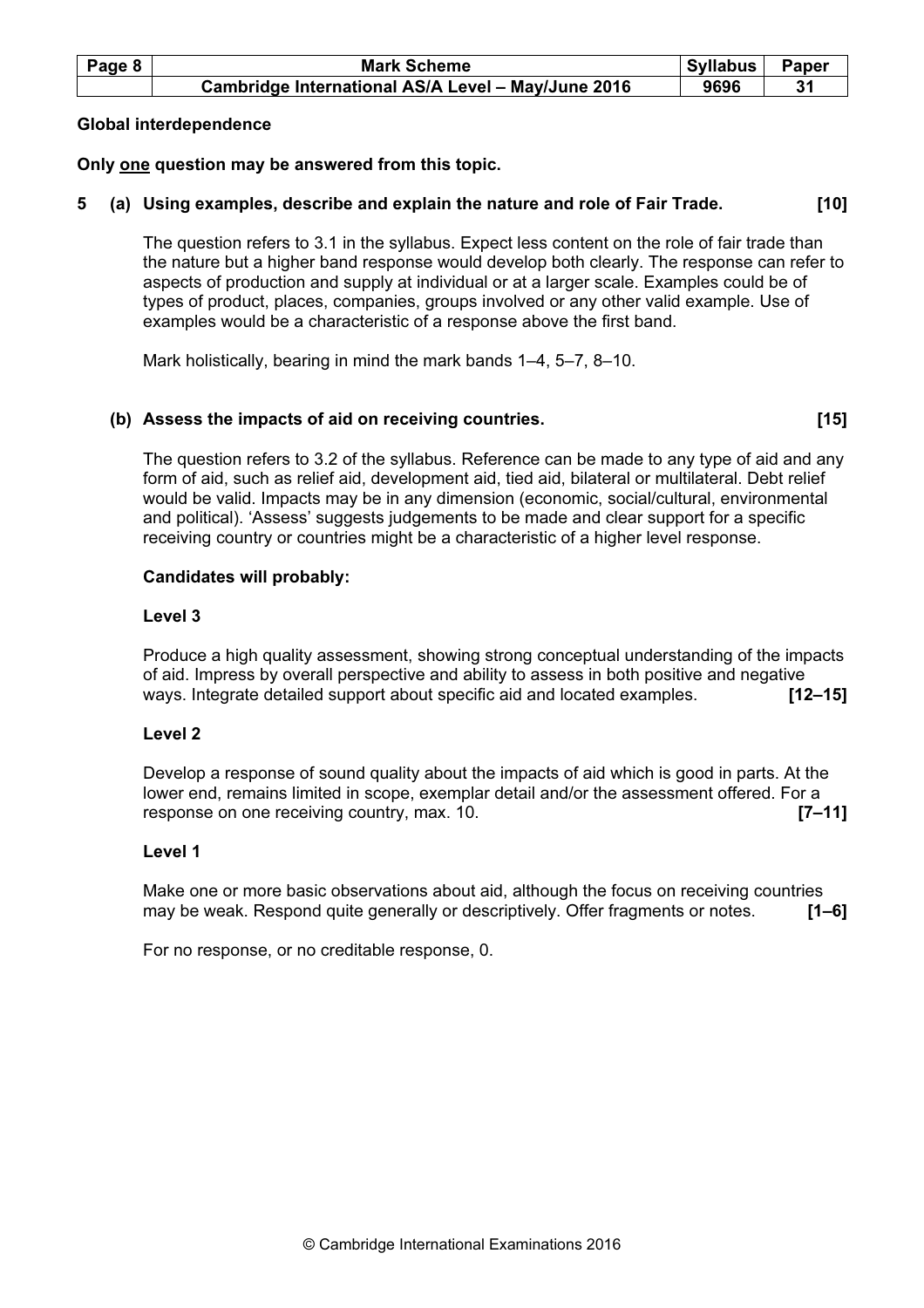**Global interdependence**

**Only one question may be answered from this topic.**

**5 (a) Using examples, describe and explain the nature and role of Fair Trade. [10]**

The question refers to 3.1 in the syllabus. Expect less content on the role of fair trade than the nature but a higher band response would develop both clearly. The response can refer to aspects of production and supply at individual or at a larger scale. Examples could be of types of product, places, companies, groups involved or any other valid example. Use of examples would be a characteristic of a response above the first band.

Mark holistically, bearing in mind the mark bands 1–4, 5–7, 8–10.

**(b) Assess the impacts of aid on receiving countries. [15]**

The question refers to 3.2 of the syllabus. Reference can be made to any type of aid and any form of aid, such as relief aid, development aid, tied aid, bilateral or multilateral. Debt relief would be valid. Impacts may be in any dimension (economic, social/cultural, environmental and political). 'Assess' suggests judgements to be made and clear support for a specific receiving country or countries might be a characteristic of a higher level response.

**Candidates will probably:**

**Level 3**

Produce a high quality assessment, showing strong conceptual understanding of the impacts of aid. Impress by overall perspective and ability to assess in both positive and negative ways. Integrate detailed support about specific aid and located examples. **[12–15]**

**Level 2**

Develop a response of sound quality about the impacts of aid which is good in parts. At the lower end, remains limited in scope, exemplar detail and/or the assessment offered. For a response on one receiving country, max. 10. **[7–11]**

**Level 1**

Make one or more basic observations about aid, although the focus on receiving countries may be weak. Respond quite generally or descriptively. Offer fragments or notes. **[1–6]**

For no response, or no creditable response, 0.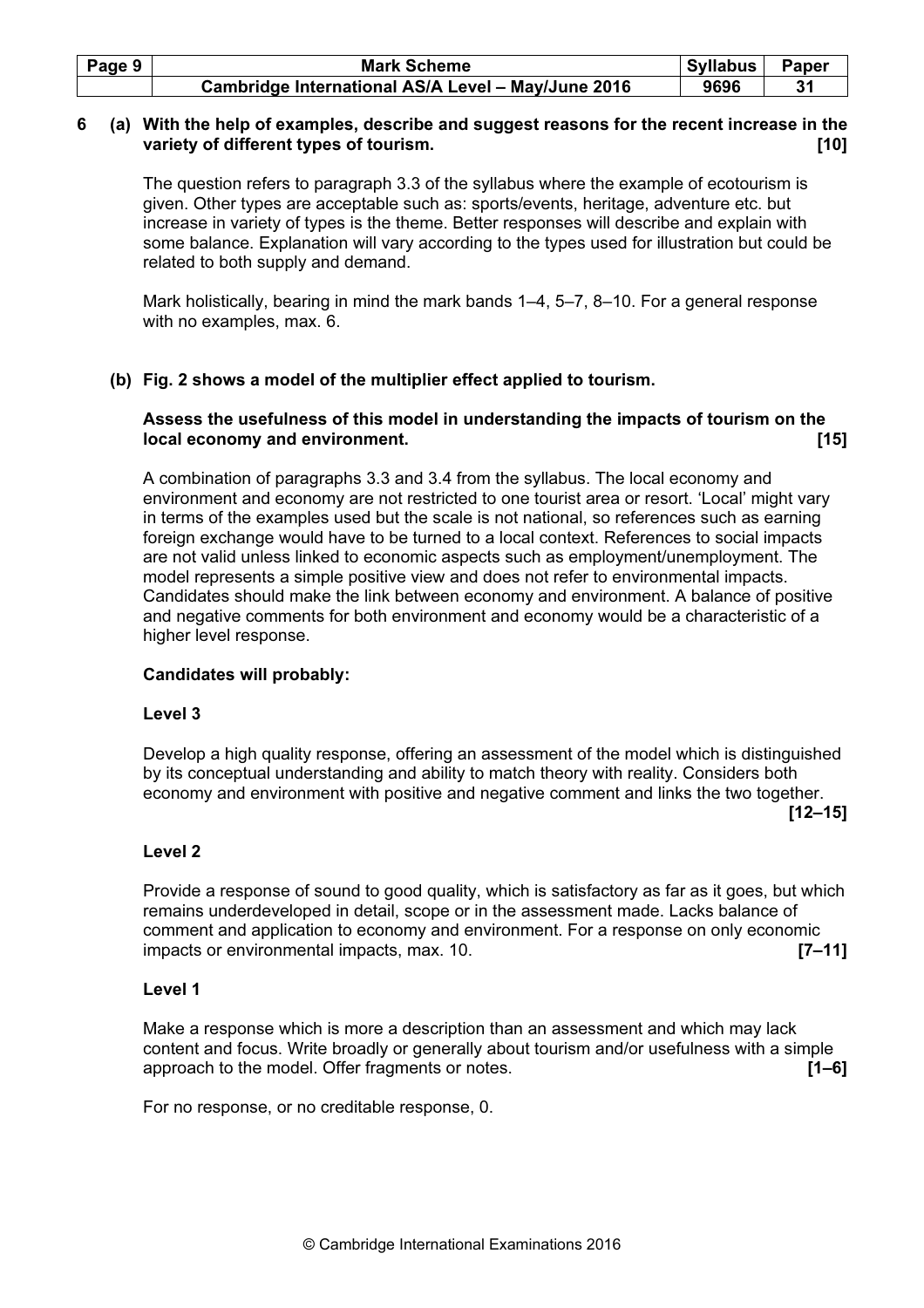**6 (a) With the help of examples, describe and suggest reasons for the recent increase in the variety of different types of tourism. [10]**

The question refers to paragraph 3.3 of the syllabus where the example of ecotourism is given. Other types are acceptable such as: sports/events, heritage, adventure etc. but increase in variety of types is the theme. Better responses will describe and explain with some balance. Explanation will vary according to the types used for illustration but could be related to both supply and demand.

Mark holistically, bearing in mind the mark bands 1–4, 5–7, 8–10. For a general response with no examples, max. 6.

**(b) Fig. 2 shows a model of the multiplier effect applied to tourism.**

**Assess the usefulness of this model in understanding the impacts of tourism on the local economy and environment. [15]**

A combination of paragraphs 3.3 and 3.4 from the syllabus. The local economy and environment and economy are not restricted to one tourist area or resort. 'Local' might vary in terms of the examples used but the scale is not national, so references such as earning foreign exchange would have to be turned to a local context. References to social impacts are not valid unless linked to economic aspects such as employment/unemployment. The model represents a simple positive view and does not refer to environmental impacts. Candidates should make the link between economy and environment. A balance of positive and negative comments for both environment and economy would be a characteristic of a higher level response.

**Candidates will probably:**

**Level 3**

Develop a high quality response, offering an assessment of the model which is distinguished by its conceptual understanding and ability to match theory with reality. Considers both economy and environment with positive and negative comment and links the two together. **[12–15]**

**Level 2**

Provide a response of sound to good quality, which is satisfactory as far as it goes, but which remains underdeveloped in detail, scope or in the assessment made. Lacks balance of comment and application to economy and environment. For a response on only economic impacts or environmental impacts, max. 10. **[7–11]**

**Level 1**

Make a response which is more a description than an assessment and which may lack content and focus. Write broadly or generally about tourism and/or usefulness with a simple approach to the model. Offer fragments or notes. **[1–6]**

For no response, or no creditable response, 0.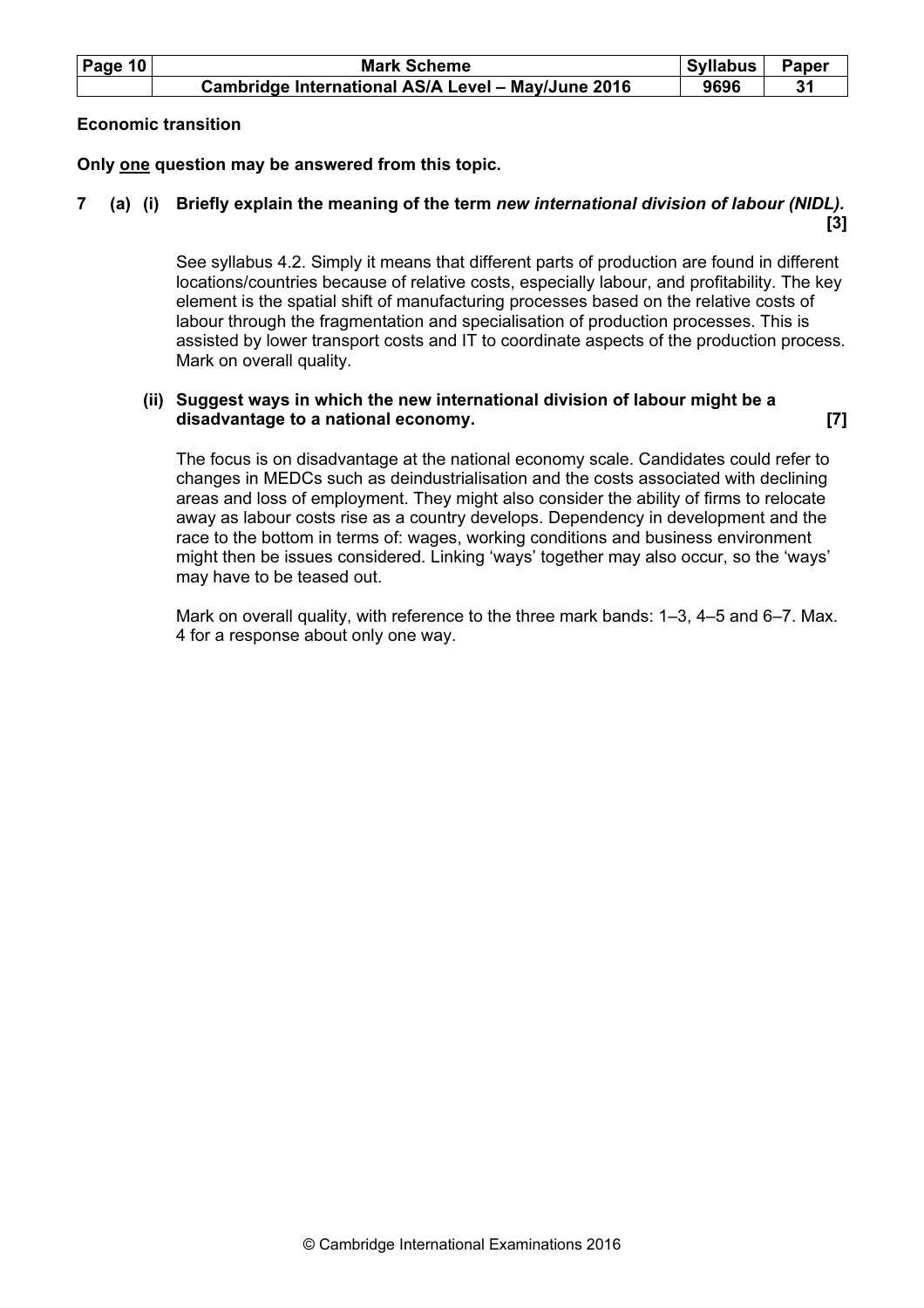**Economic transition**

**Only one question may be answered from this topic.**

**7 (a) (i) Briefly explain the meaning of the term *new international division of labour (NIDL).* [3]**

See syllabus 4.2. Simply it means that different parts of production are found in different locations/countries because of relative costs, especially labour, and profitability. The key element is the spatial shift of manufacturing processes based on the relative costs of labour through the fragmentation and specialisation of production processes. This is assisted by lower transport costs and IT to coordinate aspects of the production process. Mark on overall quality.

**(ii) Suggest ways in which the new international division of labour might be a disadvantage to a national economy. [7]**

The focus is on disadvantage at the national economy scale. Candidates could refer to changes in MEDCs such as deindustrialisation and the costs associated with declining areas and loss of employment. They might also consider the ability of firms to relocate away as labour costs rise as a country develops. Dependency in development and the race to the bottom in terms of: wages, working conditions and business environment might then be issues considered. Linking 'ways' together may also occur, so the 'ways' may have to be teased out.

Mark on overall quality, with reference to the three mark bands: 1–3, 4–5 and 6–7. Max. 4 for a response about only one way.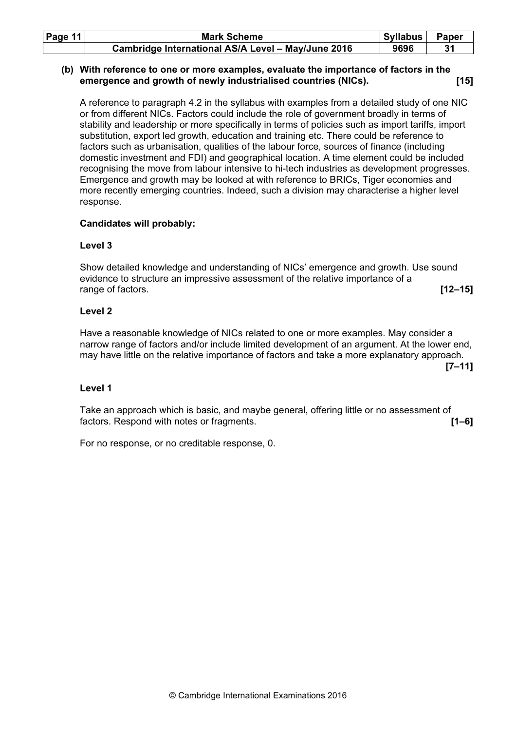**(b) With reference to one or more examples, evaluate the importance of factors in the emergence and growth of newly industrialised countries (NICs). [15]**

A reference to paragraph 4.2 in the syllabus with examples from a detailed study of one NIC or from different NICs. Factors could include the role of government broadly in terms of stability and leadership or more specifically in terms of policies such as import tariffs, import substitution, export led growth, education and training etc. There could be reference to factors such as urbanisation, qualities of the labour force, sources of finance (including domestic investment and FDI) and geographical location. A time element could be included recognising the move from labour intensive to hi-tech industries as development progresses. Emergence and growth may be looked at with reference to BRICs, Tiger economies and more recently emerging countries. Indeed, such a division may characterise a higher level response.

**Candidates will probably:**

**Level 3**

Show detailed knowledge and understanding of NICs' emergence and growth. Use sound evidence to structure an impressive assessment of the relative importance of a range of factors. **[12–15]**

**Level 2**

Have a reasonable knowledge of NICs related to one or more examples. May consider a narrow range of factors and/or include limited development of an argument. At the lower end, may have little on the relative importance of factors and take a more explanatory approach. **[7–11]**

**Level 1**

Take an approach which is basic, and maybe general, offering little or no assessment of factors. Respond with notes or fragments. **[1–6]**

For no response, or no creditable response, 0.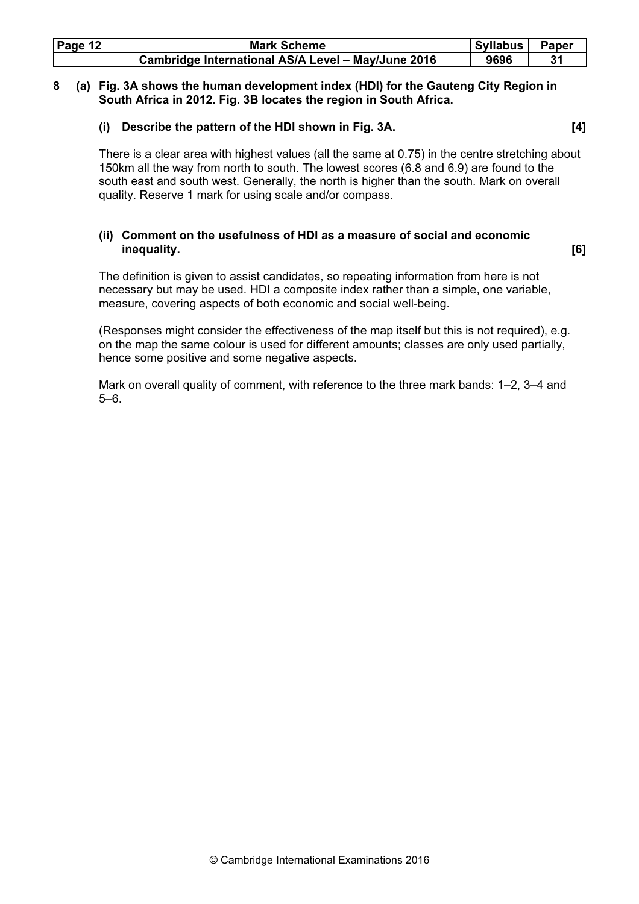**8 (a) Fig. 3A shows the human development index (HDI) for the Gauteng City Region in South Africa in 2012. Fig. 3B locates the region in South Africa.**

**(i) Describe the pattern of the HDI shown in Fig. 3A. [4]**

There is a clear area with highest values (all the same at 0.75) in the centre stretching about 150km all the way from north to south. The lowest scores (6.8 and 6.9) are found to the south east and south west. Generally, the north is higher than the south. Mark on overall quality. Reserve 1 mark for using scale and/or compass.

**(ii) Comment on the usefulness of HDI as a measure of social and economic inequality. [6]**

The definition is given to assist candidates, so repeating information from here is not necessary but may be used. HDI a composite index rather than a simple, one variable, measure, covering aspects of both economic and social well-being.

(Responses might consider the effectiveness of the map itself but this is not required), e.g. on the map the same colour is used for different amounts; classes are only used partially, hence some positive and some negative aspects.

Mark on overall quality of comment, with reference to the three mark bands: 1–2, 3–4 and 5–6.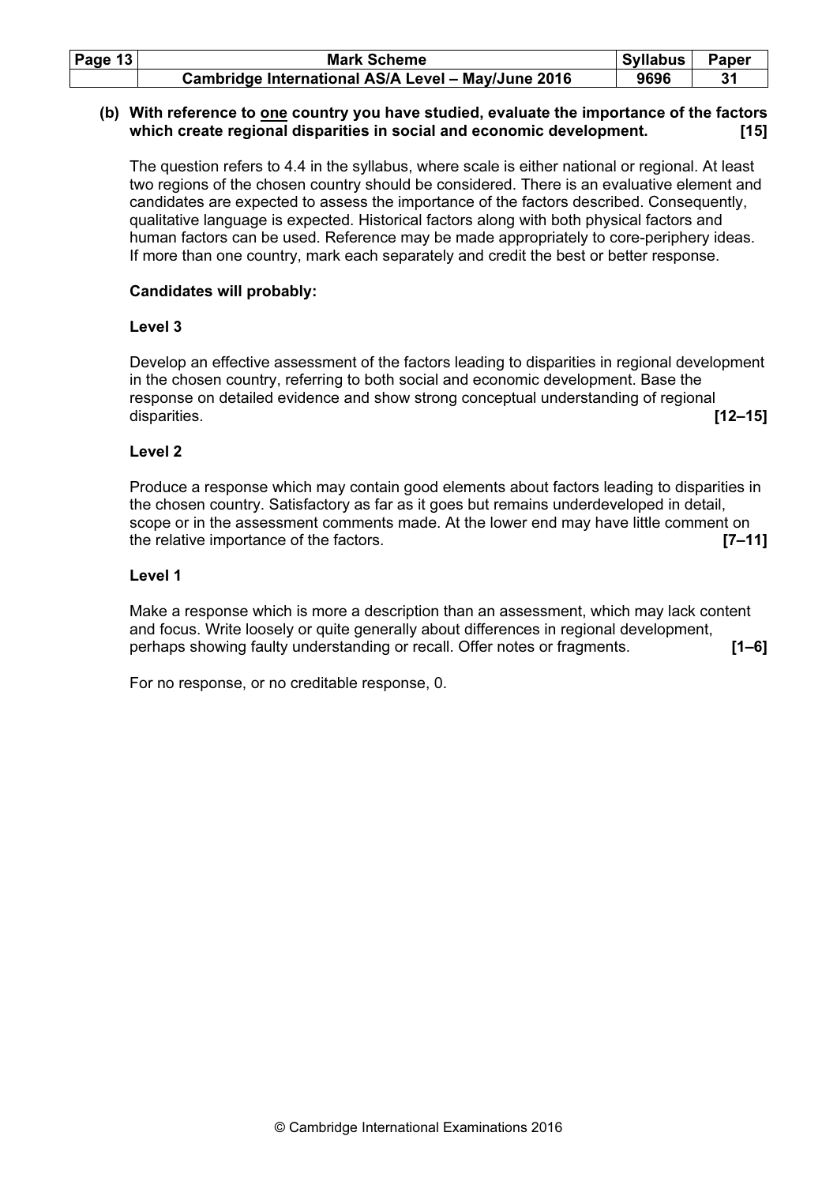**(b) With reference to <u>one</u> country you have studied, evaluate the importance of the factors which create regional disparities in social and economic development. [15]**

The question refers to 4.4 in the syllabus, where scale is either national or regional. At least two regions of the chosen country should be considered. There is an evaluative element and candidates are expected to assess the importance of the factors described. Consequently, qualitative language is expected. Historical factors along with both physical factors and human factors can be used. Reference may be made appropriately to core-periphery ideas. If more than one country, mark each separately and credit the best or better response.

**Candidates will probably:**

**Level 3**

Develop an effective assessment of the factors leading to disparities in regional development in the chosen country, referring to both social and economic development. Base the response on detailed evidence and show strong conceptual understanding of regional disparities. **[12–15]**

**Level 2**

Produce a response which may contain good elements about factors leading to disparities in the chosen country. Satisfactory as far as it goes but remains underdeveloped in detail, scope or in the assessment comments made. At the lower end may have little comment on the relative importance of the factors. **[7–11]**

**Level 1**

Make a response which is more a description than an assessment, which may lack content and focus. Write loosely or quite generally about differences in regional development, perhaps showing faulty understanding or recall. Offer notes or fragments. **[1–6]**

For no response, or no creditable response, 0.